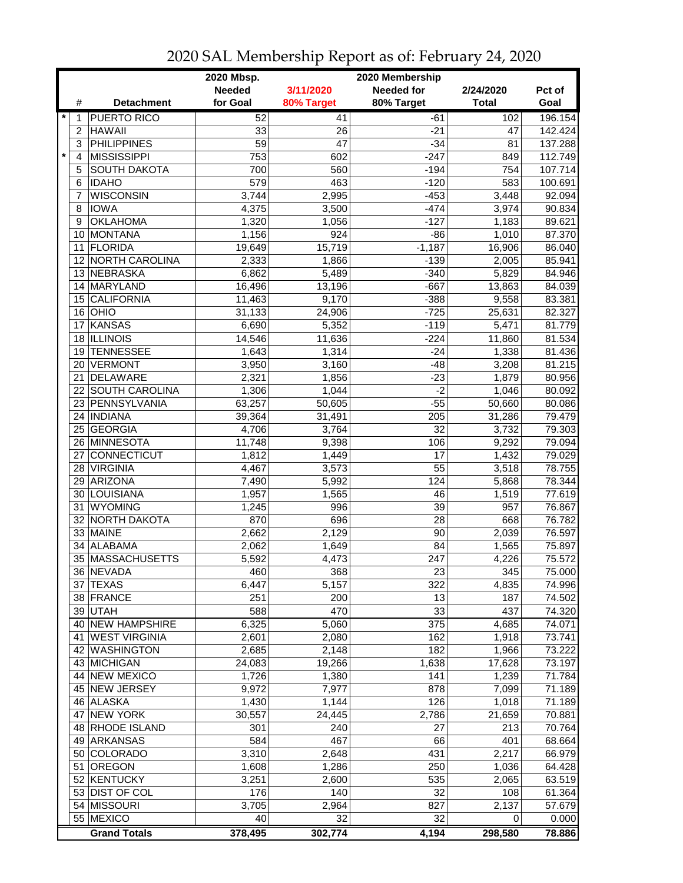# 2020 SAL Membership Report as of: February 24, 2020

| | # | Detachment | 2020 Mbsp. Needed for Goal | 3/11/2020 80% Target | 2020 Membership Needed for 80% Target | 2/24/2020 Total | Pct of Goal |
|---|---|---|---|---|---|---|---|
| * | 1 | PUERTO RICO | 52 | 41 | -61 | 102 | 196.154 |
| | 2 | HAWAII | 33 | 26 | -21 | 47 | 142.424 |
| | 3 | PHILIPPINES | 59 | 47 | -34 | 81 | 137.288 |
| * | 4 | MISSISSIPPI | 753 | 602 | -247 | 849 | 112.749 |
| | 5 | SOUTH DAKOTA | 700 | 560 | -194 | 754 | 107.714 |
| | 6 | IDAHO | 579 | 463 | -120 | 583 | 100.691 |
| | 7 | WISCONSIN | 3,744 | 2,995 | -453 | 3,448 | 92.094 |
| | 8 | IOWA | 4,375 | 3,500 | -474 | 3,974 | 90.834 |
| | 9 | OKLAHOMA | 1,320 | 1,056 | -127 | 1,183 | 89.621 |
| | 10 | MONTANA | 1,156 | 924 | -86 | 1,010 | 87.370 |
| | 11 | FLORIDA | 19,649 | 15,719 | -1,187 | 16,906 | 86.040 |
| | 12 | NORTH CAROLINA | 2,333 | 1,866 | -139 | 2,005 | 85.941 |
| | 13 | NEBRASKA | 6,862 | 5,489 | -340 | 5,829 | 84.946 |
| | 14 | MARYLAND | 16,496 | 13,196 | -667 | 13,863 | 84.039 |
| | 15 | CALIFORNIA | 11,463 | 9,170 | -388 | 9,558 | 83.381 |
| | 16 | OHIO | 31,133 | 24,906 | -725 | 25,631 | 82.327 |
| | 17 | KANSAS | 6,690 | 5,352 | -119 | 5,471 | 81.779 |
| | 18 | ILLINOIS | 14,546 | 11,636 | -224 | 11,860 | 81.534 |
| | 19 | TENNESSEE | 1,643 | 1,314 | -24 | 1,338 | 81.436 |
| | 20 | VERMONT | 3,950 | 3,160 | -48 | 3,208 | 81.215 |
| | 21 | DELAWARE | 2,321 | 1,856 | -23 | 1,879 | 80.956 |
| | 22 | SOUTH CAROLINA | 1,306 | 1,044 | -2 | 1,046 | 80.092 |
| | 23 | PENNSYLVANIA | 63,257 | 50,605 | -55 | 50,660 | 80.086 |
| | 24 | INDIANA | 39,364 | 31,491 | 205 | 31,286 | 79.479 |
| | 25 | GEORGIA | 4,706 | 3,764 | 32 | 3,732 | 79.303 |
| | 26 | MINNESOTA | 11,748 | 9,398 | 106 | 9,292 | 79.094 |
| | 27 | CONNECTICUT | 1,812 | 1,449 | 17 | 1,432 | 79.029 |
| | 28 | VIRGINIA | 4,467 | 3,573 | 55 | 3,518 | 78.755 |
| | 29 | ARIZONA | 7,490 | 5,992 | 124 | 5,868 | 78.344 |
| | 30 | LOUISIANA | 1,957 | 1,565 | 46 | 1,519 | 77.619 |
| | 31 | WYOMING | 1,245 | 996 | 39 | 957 | 76.867 |
| | 32 | NORTH DAKOTA | 870 | 696 | 28 | 668 | 76.782 |
| | 33 | MAINE | 2,662 | 2,129 | 90 | 2,039 | 76.597 |
| | 34 | ALABAMA | 2,062 | 1,649 | 84 | 1,565 | 75.897 |
| | 35 | MASSACHUSETTS | 5,592 | 4,473 | 247 | 4,226 | 75.572 |
| | 36 | NEVADA | 460 | 368 | 23 | 345 | 75.000 |
| | 37 | TEXAS | 6,447 | 5,157 | 322 | 4,835 | 74.996 |
| | 38 | FRANCE | 251 | 200 | 13 | 187 | 74.502 |
| | 39 | UTAH | 588 | 470 | 33 | 437 | 74.320 |
| | 40 | NEW HAMPSHIRE | 6,325 | 5,060 | 375 | 4,685 | 74.071 |
| | 41 | WEST VIRGINIA | 2,601 | 2,080 | 162 | 1,918 | 73.741 |
| | 42 | WASHINGTON | 2,685 | 2,148 | 182 | 1,966 | 73.222 |
| | 43 | MICHIGAN | 24,083 | 19,266 | 1,638 | 17,628 | 73.197 |
| | 44 | NEW MEXICO | 1,726 | 1,380 | 141 | 1,239 | 71.784 |
| | 45 | NEW JERSEY | 9,972 | 7,977 | 878 | 7,099 | 71.189 |
| | 46 | ALASKA | 1,430 | 1,144 | 126 | 1,018 | 71.189 |
| | 47 | NEW YORK | 30,557 | 24,445 | 2,786 | 21,659 | 70.881 |
| | 48 | RHODE ISLAND | 301 | 240 | 27 | 213 | 70.764 |
| | 49 | ARKANSAS | 584 | 467 | 66 | 401 | 68.664 |
| | 50 | COLORADO | 3,310 | 2,648 | 431 | 2,217 | 66.979 |
| | 51 | OREGON | 1,608 | 1,286 | 250 | 1,036 | 64.428 |
| | 52 | KENTUCKY | 3,251 | 2,600 | 535 | 2,065 | 63.519 |
| | 53 | DIST OF COL | 176 | 140 | 32 | 108 | 61.364 |
| | 54 | MISSOURI | 3,705 | 2,964 | 827 | 2,137 | 57.679 |
| | 55 | MEXICO | 40 | 32 | 32 | 0 | 0.000 |
| | | **Grand Totals** | **378,495** | **302,774** | **4,194** | **298,580** | **78.886** |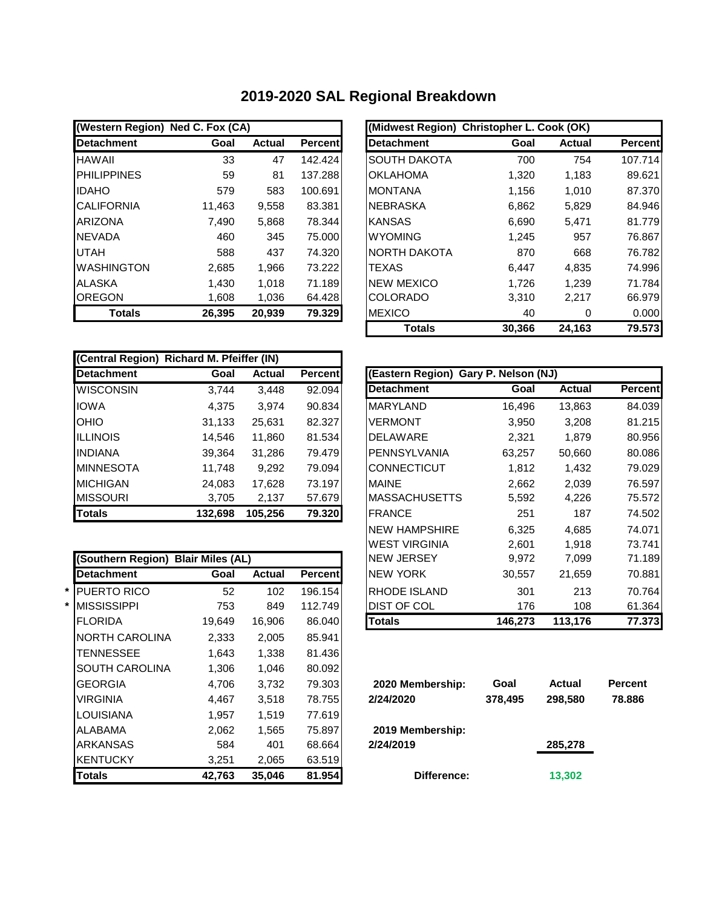# 2019-2020 SAL Regional Breakdown

| (Western Region) Ned C. Fox (CA) | | | |
|---|---|---|---|
| **Detachment** | **Goal** | **Actual** | **Percent** |
| HAWAII | 33 | 47 | 142.424 |
| PHILIPPINES | 59 | 81 | 137.288 |
| IDAHO | 579 | 583 | 100.691 |
| CALIFORNIA | 11,463 | 9,558 | 83.381 |
| ARIZONA | 7,490 | 5,868 | 78.344 |
| NEVADA | 460 | 345 | 75.000 |
| UTAH | 588 | 437 | 74.320 |
| WASHINGTON | 2,685 | 1,966 | 73.222 |
| ALASKA | 1,430 | 1,018 | 71.189 |
| OREGON | 1,608 | 1,036 | 64.428 |
| **Totals** | **26,395** | **20,939** | **79.329** |

| (Midwest Region) Christopher L. Cook (OK) | | | |
|---|---|---|---|
| **Detachment** | **Goal** | **Actual** | **Percent** |
| SOUTH DAKOTA | 700 | 754 | 107.714 |
| OKLAHOMA | 1,320 | 1,183 | 89.621 |
| MONTANA | 1,156 | 1,010 | 87.370 |
| NEBRASKA | 6,862 | 5,829 | 84.946 |
| KANSAS | 6,690 | 5,471 | 81.779 |
| WYOMING | 1,245 | 957 | 76.867 |
| NORTH DAKOTA | 870 | 668 | 76.782 |
| TEXAS | 6,447 | 4,835 | 74.996 |
| NEW MEXICO | 1,726 | 1,239 | 71.784 |
| COLORADO | 3,310 | 2,217 | 66.979 |
| MEXICO | 40 | 0 | 0.000 |
| **Totals** | **30,366** | **24,163** | **79.573** |

| (Central Region) Richard M. Pfeiffer (IN) | | | |
|---|---|---|---|
| **Detachment** | **Goal** | **Actual** | **Percent** |
| WISCONSIN | 3,744 | 3,448 | 92.094 |
| IOWA | 4,375 | 3,974 | 90.834 |
| OHIO | 31,133 | 25,631 | 82.327 |
| ILLINOIS | 14,546 | 11,860 | 81.534 |
| INDIANA | 39,364 | 31,286 | 79.479 |
| MINNESOTA | 11,748 | 9,292 | 79.094 |
| MICHIGAN | 24,083 | 17,628 | 73.197 |
| MISSOURI | 3,705 | 2,137 | 57.679 |
| **Totals** | **132,698** | **105,256** | **79.320** |

| (Eastern Region) Gary P. Nelson (NJ) | | | |
|---|---|---|---|
| **Detachment** | **Goal** | **Actual** | **Percent** |
| MARYLAND | 16,496 | 13,863 | 84.039 |
| VERMONT | 3,950 | 3,208 | 81.215 |
| DELAWARE | 2,321 | 1,879 | 80.956 |
| PENNSYLVANIA | 63,257 | 50,660 | 80.086 |
| CONNECTICUT | 1,812 | 1,432 | 79.029 |
| MAINE | 2,662 | 2,039 | 76.597 |
| MASSACHUSETTS | 5,592 | 4,226 | 75.572 |
| FRANCE | 251 | 187 | 74.502 |
| NEW HAMPSHIRE | 6,325 | 4,685 | 74.071 |
| WEST VIRGINIA | 2,601 | 1,918 | 73.741 |
| NEW JERSEY | 9,972 | 7,099 | 71.189 |
| NEW YORK | 30,557 | 21,659 | 70.881 |
| RHODE ISLAND | 301 | 213 | 70.764 |
| DIST OF COL | 176 | 108 | 61.364 |
| **Totals** | **146,273** | **113,176** | **77.373** |

| (Southern Region) Blair Miles (AL) | | | |
|---|---|---|---|
| **Detachment** | **Goal** | **Actual** | **Percent** |
| * PUERTO RICO | 52 | 102 | 196.154 |
| * MISSISSIPPI | 753 | 849 | 112.749 |
| FLORIDA | 19,649 | 16,906 | 86.040 |
| NORTH CAROLINA | 2,333 | 2,005 | 85.941 |
| TENNESSEE | 1,643 | 1,338 | 81.436 |
| SOUTH CAROLINA | 1,306 | 1,046 | 80.092 |
| GEORGIA | 4,706 | 3,732 | 79.303 |
| VIRGINIA | 4,467 | 3,518 | 78.755 |
| LOUISIANA | 1,957 | 1,519 | 77.619 |
| ALABAMA | 2,062 | 1,565 | 75.897 |
| ARKANSAS | 584 | 401 | 68.664 |
| KENTUCKY | 3,251 | 2,065 | 63.519 |
| **Totals** | **42,763** | **35,046** | **81.954** |

| | | | |
|---|---|---|---|
| **2020 Membership:** | **Goal** | **Actual** | **Percent** |
| **2/24/2020** | **378,495** | **298,580** | **78.886** |
| **2019 Membership:** | | | |
| **2/24/2019** | | **285,278** | |
| **Difference:** | | **13,302** | |